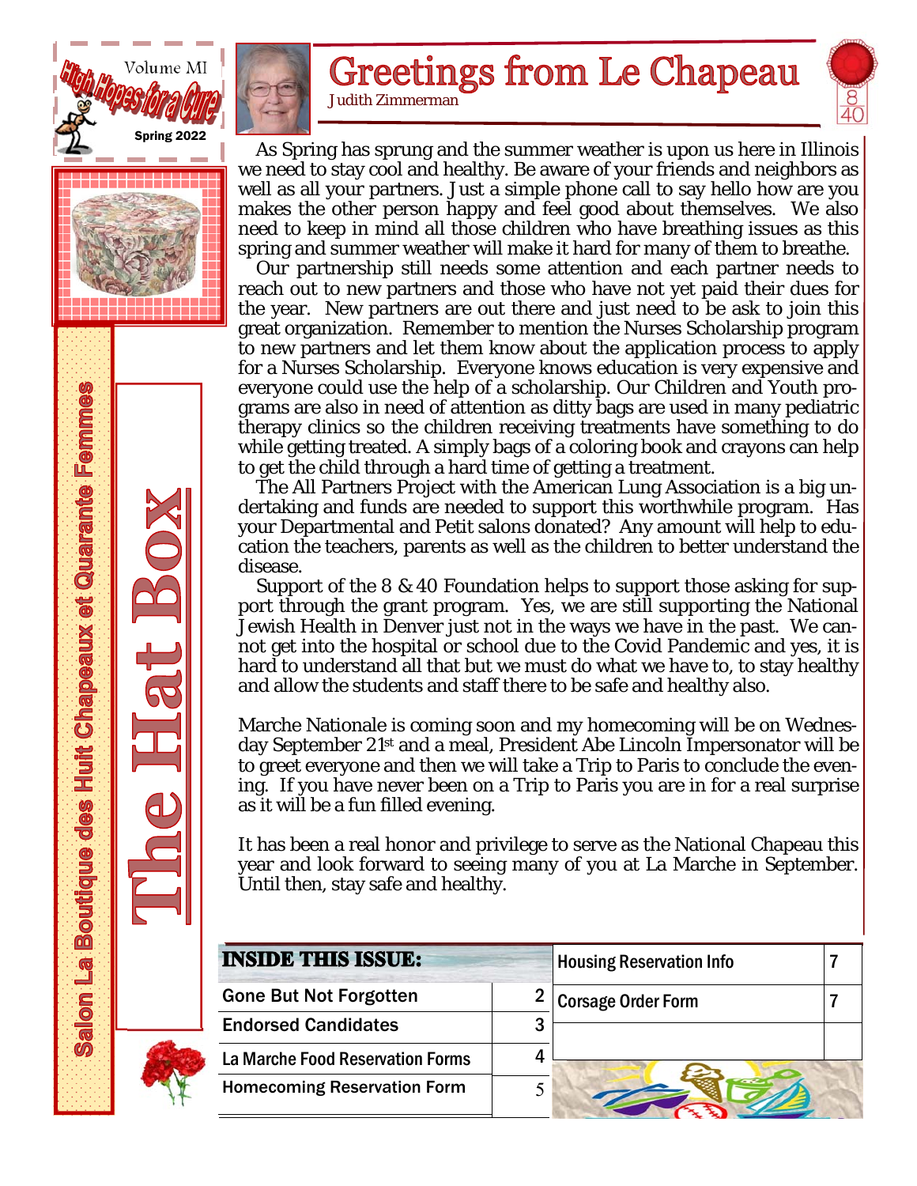Volume MI

High Hopes for a Cure

Spring 2022

Salon La Boutique des Huit Chapeaux et Quarante Femmes

# The Hat Box

## Greetings from Le Chapeau

Judith Zimmerman

As Spring has sprung and the summer weather is upon us here in Illinois we need to stay cool and healthy. Be aware of your friends and neighbors as well as all your partners. Just a simple phone call to say hello how are you makes the other person happy and feel good about themselves. We also need to keep in mind all those children who have breathing issues as this spring and summer weather will make it hard for many of them to breathe.

Our partnership still needs some attention and each partner needs to reach out to new partners and those who have not yet paid their dues for the year. New partners are out there and just need to be ask to join this great organization. Remember to mention the Nurses Scholarship program to new partners and let them know about the application process to apply for a Nurses Scholarship. Everyone knows education is very expensive and everyone could use the help of a scholarship. Our Children and Youth programs are also in need of attention as ditty bags are used in many pediatric therapy clinics so the children receiving treatments have something to do while getting treated. A simply bags of a coloring book and crayons can help to get the child through a hard time of getting a treatment.

The All Partners Project with the American Lung Association is a big undertaking and funds are needed to support this worthwhile program. Has your Departmental and Petit salons donated? Any amount will help to education the teachers, parents as well as the children to better understand the disease.

Support of the 8 & 40 Foundation helps to support those asking for support through the grant program. Yes, we are still supporting the National Jewish Health in Denver just not in the ways we have in the past. We cannot get into the hospital or school due to the Covid Pandemic and yes, it is hard to understand all that but we must do what we have to, to stay healthy and allow the students and staff there to be safe and healthy also.

Marche Nationale is coming soon and my homecoming will be on Wednesday September 21st and a meal, President Abe Lincoln Impersonator will be to greet everyone and then we will take a Trip to Paris to conclude the evening. If you have never been on a Trip to Paris you are in for a real surprise as it will be a fun filled evening.

It has been a real honor and privilege to serve as the National Chapeau this year and look forward to seeing many of you at La Marche in September. Until then, stay safe and healthy.

| INSIDE THIS ISSUE: | |
|---|---|
| Gone But Not Forgotten | 2 |
| Endorsed Candidates | 3 |
| La Marche Food Reservation Forms | 4 |
| Homecoming Reservation Form | 5 |
| Housing Reservation Info | 7 |
| Corsage Order Form | 7 |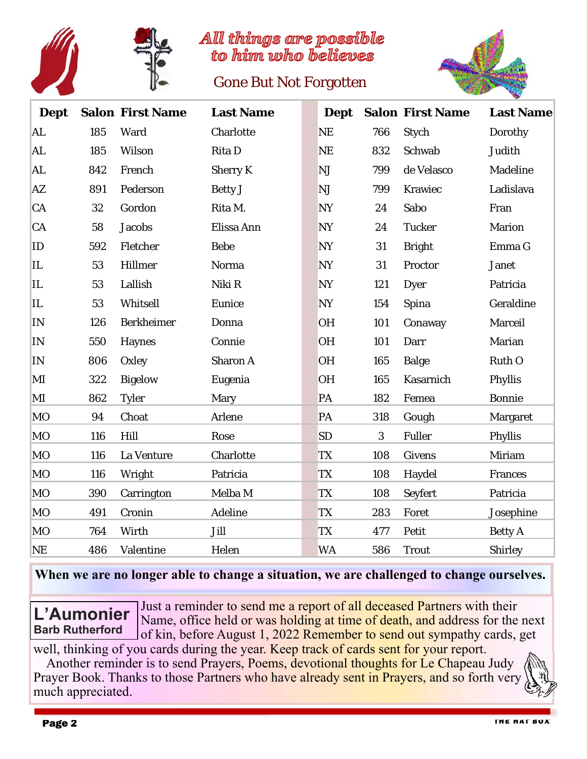*All things are possible to him who believes*

## Gone But Not Forgotten

| Dept | Salon | First Name | Last Name | Dept | Salon | First Name | Last Name |
|---|---|---|---|---|---|---|---|
| AL | 185 | Ward | Charlotte | NE | 766 | Stych | Dorothy |
| AL | 185 | Wilson | Rita D | NE | 832 | Schwab | Judith |
| AL | 842 | French | Sherry K | NJ | 799 | de Velasco | Madeline |
| AZ | 891 | Pederson | Betty J | NJ | 799 | Krawiec | Ladislava |
| CA | 32 | Gordon | Rita M. | NY | 24 | Sabo | Fran |
| CA | 58 | Jacobs | Elissa Ann | NY | 24 | Tucker | Marion |
| ID | 592 | Fletcher | Bebe | NY | 31 | Bright | Emma G |
| IL | 53 | Hillmer | Norma | NY | 31 | Proctor | Janet |
| IL | 53 | Lallish | Niki R | NY | 121 | Dyer | Patricia |
| IL | 53 | Whitsell | Eunice | NY | 154 | Spina | Geraldine |
| IN | 126 | Berkheimer | Donna | OH | 101 | Conaway | Marceil |
| IN | 550 | Haynes | Connie | OH | 101 | Darr | Marian |
| IN | 806 | Oxley | Sharon A | OH | 165 | Balge | Ruth O |
| MI | 322 | Bigelow | Eugenia | OH | 165 | Kasarnich | Phyllis |
| MI | 862 | Tyler | Mary | PA | 182 | Femea | Bonnie |
| MO | 94 | Choat | Arlene | PA | 318 | Gough | Margaret |
| MO | 116 | Hill | Rose | SD | 3 | Fuller | Phyllis |
| MO | 116 | La Venture | Charlotte | TX | 108 | Givens | Miriam |
| MO | 116 | Wright | Patricia | TX | 108 | Haydel | Frances |
| MO | 390 | Carrington | Melba M | TX | 108 | Seyfert | Patricia |
| MO | 491 | Cronin | Adeline | TX | 283 | Foret | Josephine |
| MO | 764 | Wirth | Jill | TX | 477 | Petit | Betty A |
| NE | 486 | Valentine | Helen | WA | 586 | Trout | Shirley |

**When we are no longer able to change a situation, we are challenged to change ourselves.**

**L'Aumonier**
**Barb Rutherford**

Just a reminder to send me a report of all deceased Partners with their Name, office held or was holding at time of death, and address for the next of kin, before August 1, 2022 Remember to send out sympathy cards, get well, thinking of you cards during the year. Keep track of cards sent for your report.

Another reminder is to send Prayers, Poems, devotional thoughts for Le Chapeau Judy Prayer Book. Thanks to those Partners who have already sent in Prayers, and so forth very much appreciated.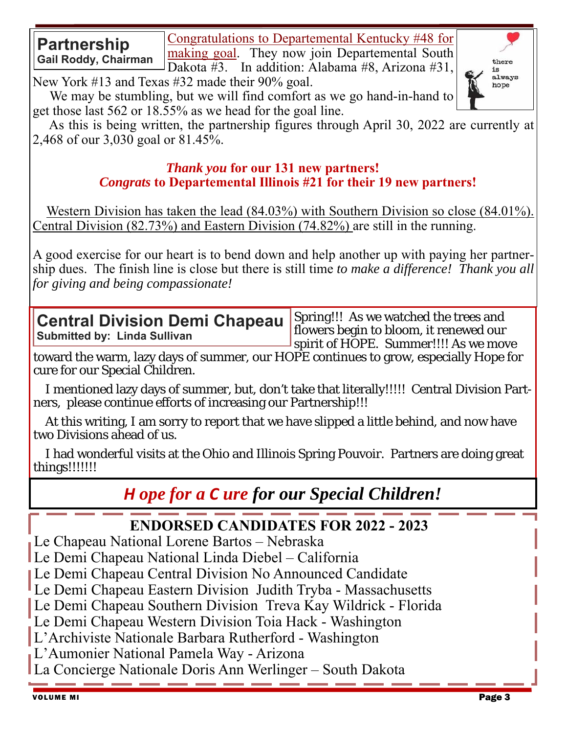## Partnership
**Gail Roddy, Chairman**

Congratulations to Departemental Kentucky #48 for making goal. They now join Departemental South Dakota #3. In addition: Alabama #8, Arizona #31, New York #13 and Texas #32 made their 90% goal.

We may be stumbling, but we will find comfort as we go hand-in-hand to get those last 562 or 18.55% as we head for the goal line.

As this is being written, the partnership figures through April 30, 2022 are currently at 2,468 of our 3,030 goal or 81.45%.

***Thank you* for our 131 new partners!**
***Congrats* to Departemental Illinois #21 for their 19 new partners!**

Western Division has taken the lead (84.03%) with Southern Division so close (84.01%). Central Division (82.73%) and Eastern Division (74.82%) are still in the running.

A good exercise for our heart is to bend down and help another up with paying her partnership dues. The finish line is close but there is still time *to make a difference! Thank you all for giving and being compassionate!*

## Central Division Demi Chapeau
**Submitted by: Linda Sullivan**

Spring!!! As we watched the trees and flowers begin to bloom, it renewed our spirit of HOPE. Summer!!!! As we move toward the warm, lazy days of summer, our HOPE continues to grow, especially Hope for cure for our Special Children.

I mentioned lazy days of summer, but, don't take that literally!!!!! Central Division Partners, please continue efforts of increasing our Partnership!!!

At this writing, I am sorry to report that we have slipped a little behind, and now have two Divisions ahead of us.

I had wonderful visits at the Ohio and Illinois Spring Pouvoir. Partners are doing great things!!!!!!!

***Hope for a Cure for our Special Children!***

## ENDORSED CANDIDATES FOR 2022 - 2023

Le Chapeau National Lorene Bartos – Nebraska
Le Demi Chapeau National Linda Diebel – California
Le Demi Chapeau Central Division No Announced Candidate
Le Demi Chapeau Eastern Division Judith Tryba - Massachusetts
Le Demi Chapeau Southern Division Treva Kay Wildrick - Florida
Le Demi Chapeau Western Division Toia Hack - Washington
L'Archiviste Nationale Barbara Rutherford - Washington
L'Aumonier National Pamela Way - Arizona
La Concierge Nationale Doris Ann Werlinger – South Dakota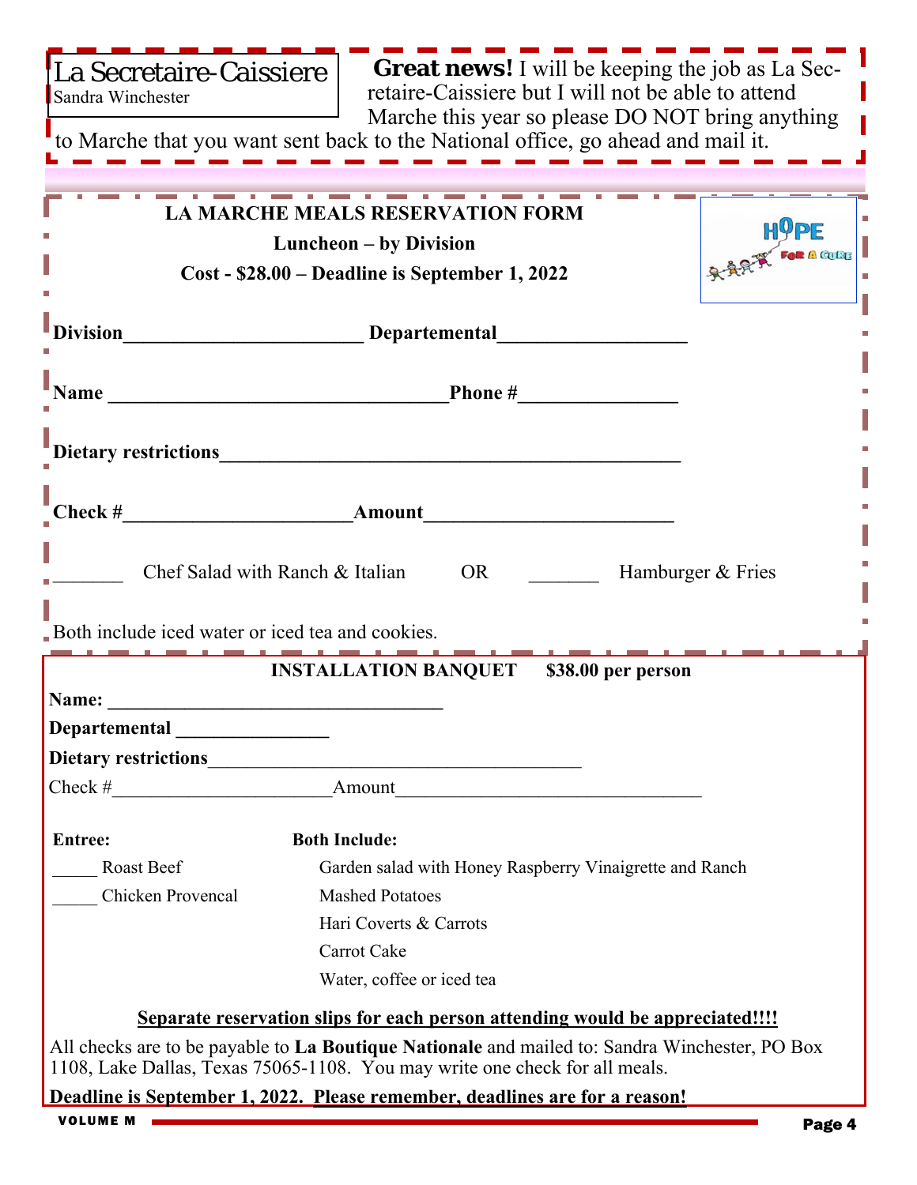## La Secretaire-Caissiere

Sandra Winchester

**Great news!** I will be keeping the job as La Secretaire-Caissiere but I will not be able to attend Marche this year so please DO NOT bring anything to Marche that you want sent back to the National office, go ahead and mail it.

**LA MARCHE MEALS RESERVATION FORM**

**Luncheon – by Division**

**Cost - $28.00 – Deadline is September 1, 2022**

**Division**________________________ **Departemental**___________________

**Name** __________________________________**Phone #**________________

**Dietary restrictions**______________________________________________

**Check #**______________________**Amount**________________________

_______ Chef Salad with Ranch & Italian OR _______ Hamburger & Fries

Both include iced water or iced tea and cookies.

**INSTALLATION BANQUET $38.00 per person**

**Name:** __________________________________

**Departemental** _______________

**Dietary restrictions**_____________________________________

Check #______________________Amount______________________________

**Entree:**

_____ Roast Beef

_____ Chicken Provencal

**Both Include:**

Garden salad with Honey Raspberry Vinaigrette and Ranch

Mashed Potatoes

Hari Coverts & Carrots

Carrot Cake

Water, coffee or iced tea

**Separate reservation slips for each person attending would be appreciated!!!!**

All checks are to be payable to **La Boutique Nationale** and mailed to: Sandra Winchester, PO Box 1108, Lake Dallas, Texas 75065-1108. You may write one check for all meals.

**Deadline is September 1, 2022. Please remember, deadlines are for a reason!**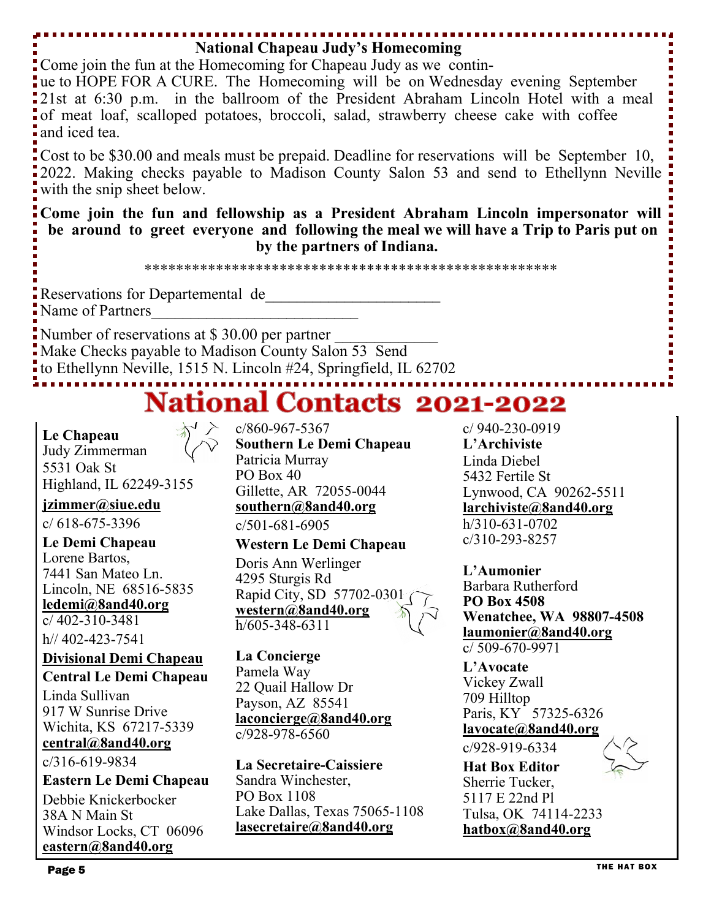## National Chapeau Judy's Homecoming

Come join the fun at the Homecoming for Chapeau Judy as we continue to HOPE FOR A CURE. The Homecoming will be on Wednesday evening September 21st at 6:30 p.m. in the ballroom of the President Abraham Lincoln Hotel with a meal of meat loaf, scalloped potatoes, broccoli, salad, strawberry cheese cake with coffee and iced tea.

Cost to be $30.00 and meals must be prepaid. Deadline for reservations will be September 10, 2022. Making checks payable to Madison County Salon 53 and send to Ethellynn Neville with the snip sheet below.

**Come join the fun and fellowship as a President Abraham Lincoln impersonator will be around to greet everyone and following the meal we will have a Trip to Paris put on by the partners of Indiana.**

\*\*\*\*\*\*\*\*\*\*\*\*\*\*\*\*\*\*\*\*\*\*\*\*\*\*\*\*\*\*\*\*\*\*\*\*\*\*\*\*\*\*\*\*\*\*\*\*\*\*\*\*\*\*

Reservations for Departemental de\_\_\_\_\_\_\_\_\_\_\_\_\_\_\_\_\_\_\_\_\_\_
Name of Partners\_\_\_\_\_\_\_\_\_\_\_\_\_\_\_\_\_\_\_\_\_\_\_\_\_\_\_

Number of reservations at $ 30.00 per partner \_\_\_\_\_\_\_\_\_\_\_\_\_
Make Checks payable to Madison County Salon 53 Send to Ethellynn Neville, 1515 N. Lincoln #24, Springfield, IL 62702

# National Contacts 2021-2022

**Le Chapeau**
Judy Zimmerman
5531 Oak St
Highland, IL 62249-3155
**jzimmer@siue.edu**
c/ 618-675-3396

**Le Demi Chapeau**
Lorene Bartos,
7441 San Mateo Ln.
Lincoln, NE 68516-5835
**ledemi@8and40.org**
c/ 402-310-3481
h// 402-423-7541

**Divisional Demi Chapeau**

**Central Le Demi Chapeau**
Linda Sullivan
917 W Sunrise Drive
Wichita, KS 67217-5339
**central@8and40.org**
c/316-619-9834

**Eastern Le Demi Chapeau**
Debbie Knickerbocker
38A N Main St
Windsor Locks, CT 06096
**eastern@8and40.org**
c/860-967-5367

**Southern Le Demi Chapeau**
Patricia Murray
PO Box 40
Gillette, AR 72055-0044
**southern@8and40.org**
c/501-681-6905

**Western Le Demi Chapeau**
Doris Ann Werlinger
4295 Sturgis Rd
Rapid City, SD 57702-0301
**western@8and40.org**
h/605-348-6311

**La Concierge**
Pamela Way
22 Quail Hallow Dr
Payson, AZ 85541
**laconcierge@8and40.org**
c/928-978-6560

**La Secretaire-Caissiere**
Sandra Winchester,
PO Box 1108
Lake Dallas, Texas 75065-1108
**lasecretaire@8and40.org**
c/ 940-230-0919

**L'Archiviste**
Linda Diebel
5432 Fertile St
Lynwood, CA 90262-5511
**larchiviste@8and40.org**
h/310-631-0702
c/310-293-8257

**L'Aumonier**
Barbara Rutherford
**PO Box 4508**
**Wenatchee, WA 98807-4508**
**laumonier@8and40.org**
c/ 509-670-9971

**L'Avocate**
Vickey Zwall
709 Hilltop
Paris, KY 57325-6326
**lavocate@8and40.org**
c/928-919-6334

**Hat Box Editor**
Sherrie Tucker,
5117 E 22nd Pl
Tulsa, OK 74114-2233
**hatbox@8and40.org**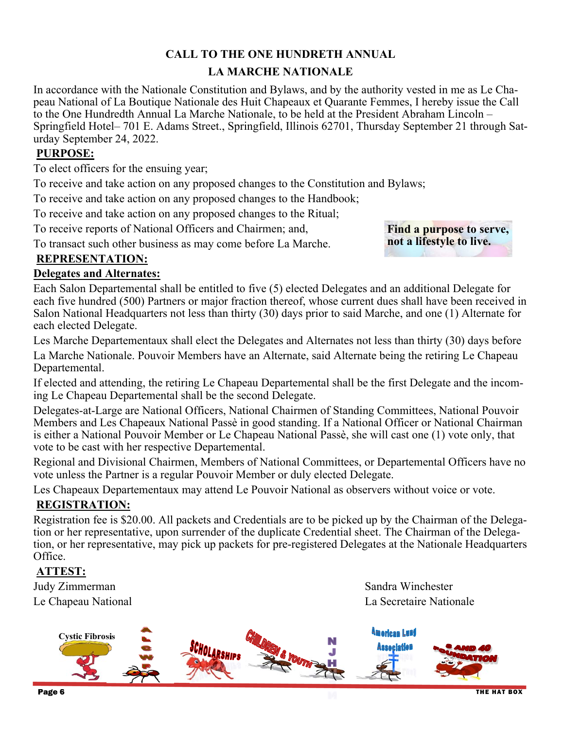## CALL TO THE ONE HUNDRETH ANNUAL

## LA MARCHE NATIONALE

In accordance with the Nationale Constitution and Bylaws, and by the authority vested in me as Le Chapeau National of La Boutique Nationale des Huit Chapeaux et Quarante Femmes, I hereby issue the Call to the One Hundredth Annual La Marche Nationale, to be held at the President Abraham Lincoln – Springfield Hotel– 701 E. Adams Street., Springfield, Illinois 62701, Thursday September 21 through Saturday September 24, 2022.

**PURPOSE:**

To elect officers for the ensuing year;

To receive and take action on any proposed changes to the Constitution and Bylaws;

To receive and take action on any proposed changes to the Handbook;

To receive and take action on any proposed changes to the Ritual;

To receive reports of National Officers and Chairmen; and,

To transact such other business as may come before La Marche.

**Find a purpose to serve, not a lifestyle to live.**

**REPRESENTATION:**

**Delegates and Alternates:**

Each Salon Departemental shall be entitled to five (5) elected Delegates and an additional Delegate for each five hundred (500) Partners or major fraction thereof, whose current dues shall have been received in Salon National Headquarters not less than thirty (30) days prior to said Marche, and one (1) Alternate for each elected Delegate.

Les Marche Departementaux shall elect the Delegates and Alternates not less than thirty (30) days before La Marche Nationale. Pouvoir Members have an Alternate, said Alternate being the retiring Le Chapeau Departemental.

If elected and attending, the retiring Le Chapeau Departemental shall be the first Delegate and the incoming Le Chapeau Departemental shall be the second Delegate.

Delegates-at-Large are National Officers, National Chairmen of Standing Committees, National Pouvoir Members and Les Chapeaux National Passè in good standing. If a National Officer or National Chairman is either a National Pouvoir Member or Le Chapeau National Passè, she will cast one (1) vote only, that vote to be cast with her respective Departemental.

Regional and Divisional Chairmen, Members of National Committees, or Departemental Officers have no vote unless the Partner is a regular Pouvoir Member or duly elected Delegate.

Les Chapeaux Departementaux may attend Le Pouvoir National as observers without voice or vote.

**REGISTRATION:**

Registration fee is $20.00. All packets and Credentials are to be picked up by the Chairman of the Delegation or her representative, upon surrender of the duplicate Credential sheet. The Chairman of the Delegation, or her representative, may pick up packets for pre-registered Delegates at the Nationale Headquarters Office.

**ATTEST:**

Judy Zimmerman
Le Chapeau National

Sandra Winchester
La Secretaire Nationale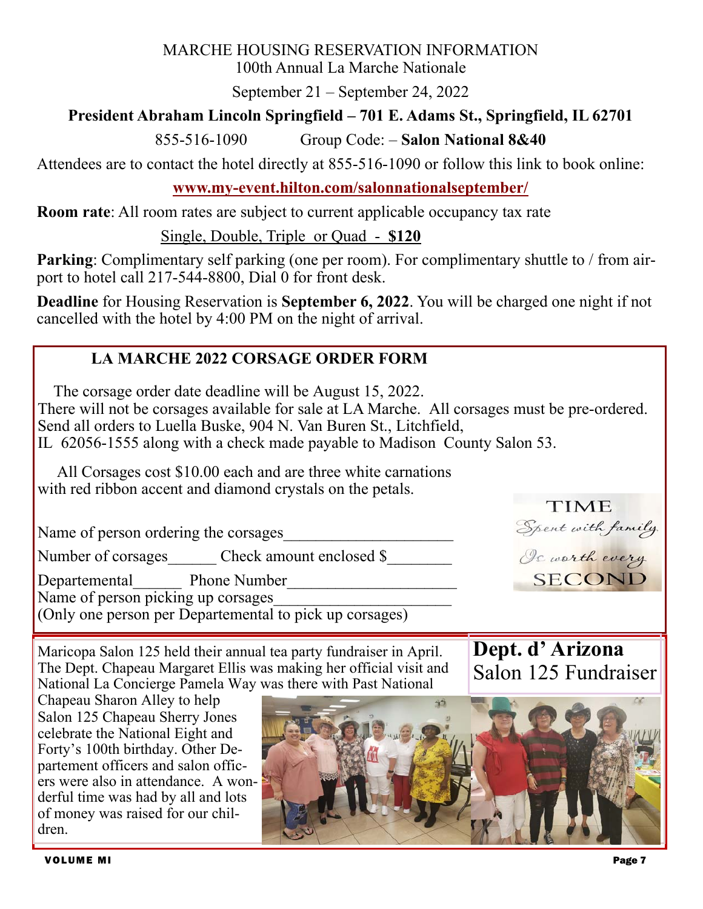MARCHE HOUSING RESERVATION INFORMATION
100th Annual La Marche Nationale

September 21 – September 24, 2022

**President Abraham Lincoln Springfield – 701 E. Adams St., Springfield, IL 62701**

855-516-1090 Group Code: – **Salon National 8&40**

Attendees are to contact the hotel directly at 855-516-1090 or follow this link to book online:

**www.my-event.hilton.com/salonnationalseptember/**

**Room rate**: All room rates are subject to current applicable occupancy tax rate

Single, Double, Triple or Quad - **$120**

**Parking**: Complimentary self parking (one per room). For complimentary shuttle to / from airport to hotel call 217-544-8800, Dial 0 for front desk.

**Deadline** for Housing Reservation is **September 6, 2022**. You will be charged one night if not cancelled with the hotel by 4:00 PM on the night of arrival.

## LA MARCHE 2022 CORSAGE ORDER FORM

The corsage order date deadline will be August 15, 2022.
There will not be corsages available for sale at LA Marche. All corsages must be pre-ordered. Send all orders to Luella Buske, 904 N. Van Buren St., Litchfield, IL 62056-1555 along with a check made payable to Madison County Salon 53.

All Corsages cost $10.00 each and are three white carnations with red ribbon accent and diamond crystals on the petals.

Name of person ordering the corsages____________________

Number of corsages______ Check amount enclosed $________

Departemental______ Phone Number____________________

Name of person picking up corsages____________________

(Only one person per Departemental to pick up corsages)

TIME Spent with family Is worth every SECOND

## Dept. d' Arizona Salon 125 Fundraiser

Maricopa Salon 125 held their annual tea party fundraiser in April. The Dept. Chapeau Margaret Ellis was making her official visit and National La Concierge Pamela Way was there with Past National Chapeau Sharon Alley to help Salon 125 Chapeau Sherry Jones celebrate the National Eight and Forty's 100th birthday. Other Departement officers and salon officers were also in attendance. A wonderful time was had by all and lots of money was raised for our children.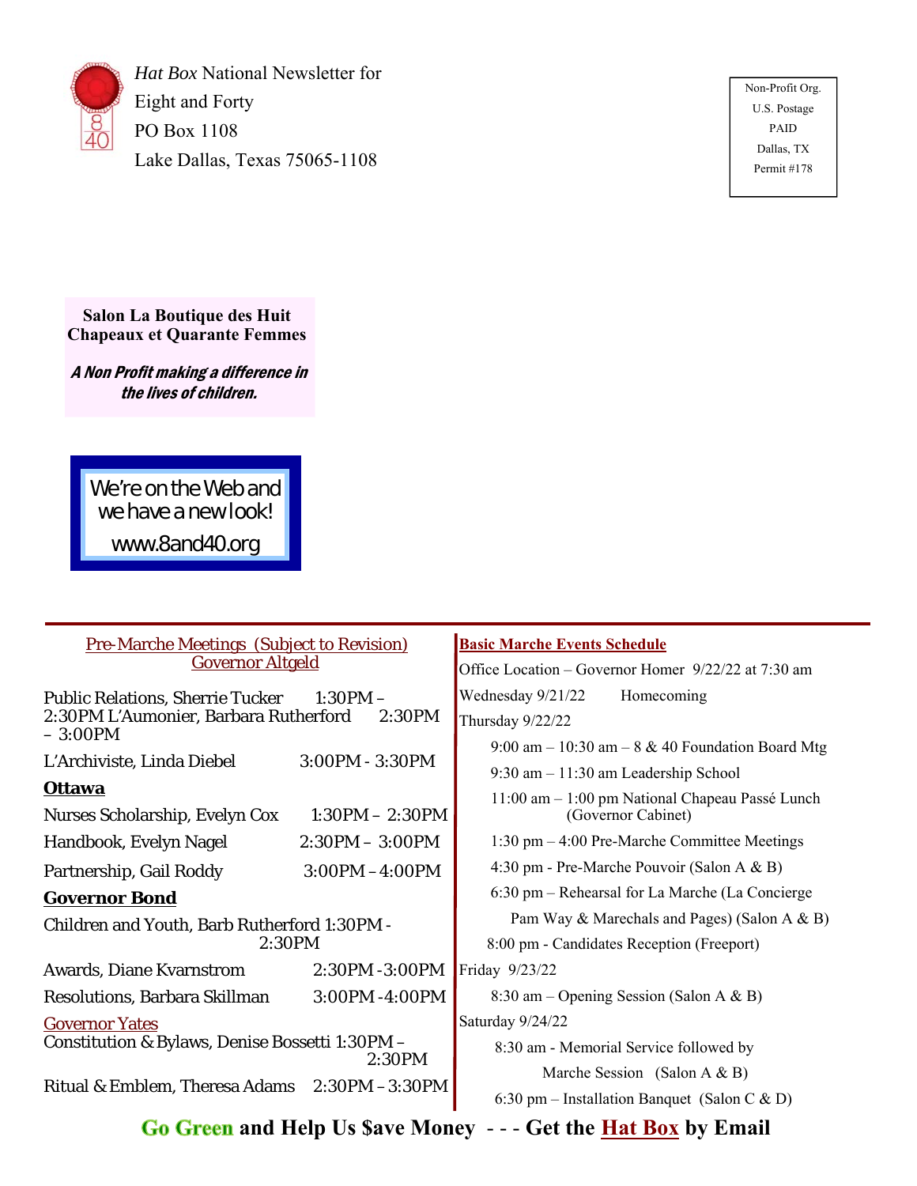*Hat Box* National Newsletter for
Eight and Forty
PO Box 1108
Lake Dallas, Texas 75065-1108

Non-Profit Org.
U.S. Postage
PAID
Dallas, TX
Permit #178

**Salon La Boutique des Huit Chapeaux et Quarante Femmes**

***A Non Profit making a difference in the lives of children.***

We're on the Web and we have a new look!
www.8and40.org

## Pre-Marche Meetings (Subject to Revision)

### Governor Altgeld

Public Relations, Sherrie Tucker 1:30PM – 2:30PM
L'Aumonier, Barbara Rutherford 2:30PM – 3:00PM
L'Archiviste, Linda Diebel 3:00PM - 3:30PM

### Ottawa

Nurses Scholarship, Evelyn Cox 1:30PM – 2:30PM
Handbook, Evelyn Nagel 2:30PM – 3:00PM
Partnership, Gail Roddy 3:00PM – 4:00PM

### Governor Bond

Children and Youth, Barb Rutherford 1:30PM - 2:30PM
Awards, Diane Kvarnstrom 2:30PM - 3:00PM
Resolutions, Barbara Skillman 3:00PM - 4:00PM

### Governor Yates

Constitution & Bylaws, Denise Bossetti 1:30PM – 2:30PM
Ritual & Emblem, Theresa Adams 2:30PM – 3:30PM

## Basic Marche Events Schedule

Office Location – Governor Homer 9/22/22 at 7:30 am

Wednesday 9/21/22 Homecoming

Thursday 9/22/22

- 9:00 am – 10:30 am – 8 & 40 Foundation Board Mtg
- 9:30 am – 11:30 am Leadership School
- 11:00 am – 1:00 pm National Chapeau Passé Lunch (Governor Cabinet)
- 1:30 pm – 4:00 Pre-Marche Committee Meetings
- 4:30 pm - Pre-Marche Pouvoir (Salon A & B)
- 6:30 pm – Rehearsal for La Marche (La Concierge Pam Way & Marechals and Pages) (Salon A & B)
- 8:00 pm - Candidates Reception (Freeport)

Friday 9/23/22

- 8:30 am – Opening Session (Salon A & B)

Saturday 9/24/22

- 8:30 am - Memorial Service followed by Marche Session (Salon A & B)
- 6:30 pm – Installation Banquet (Salon C & D)

**Go Green and Help Us $ave Money - - - Get the Hat Box by Email**